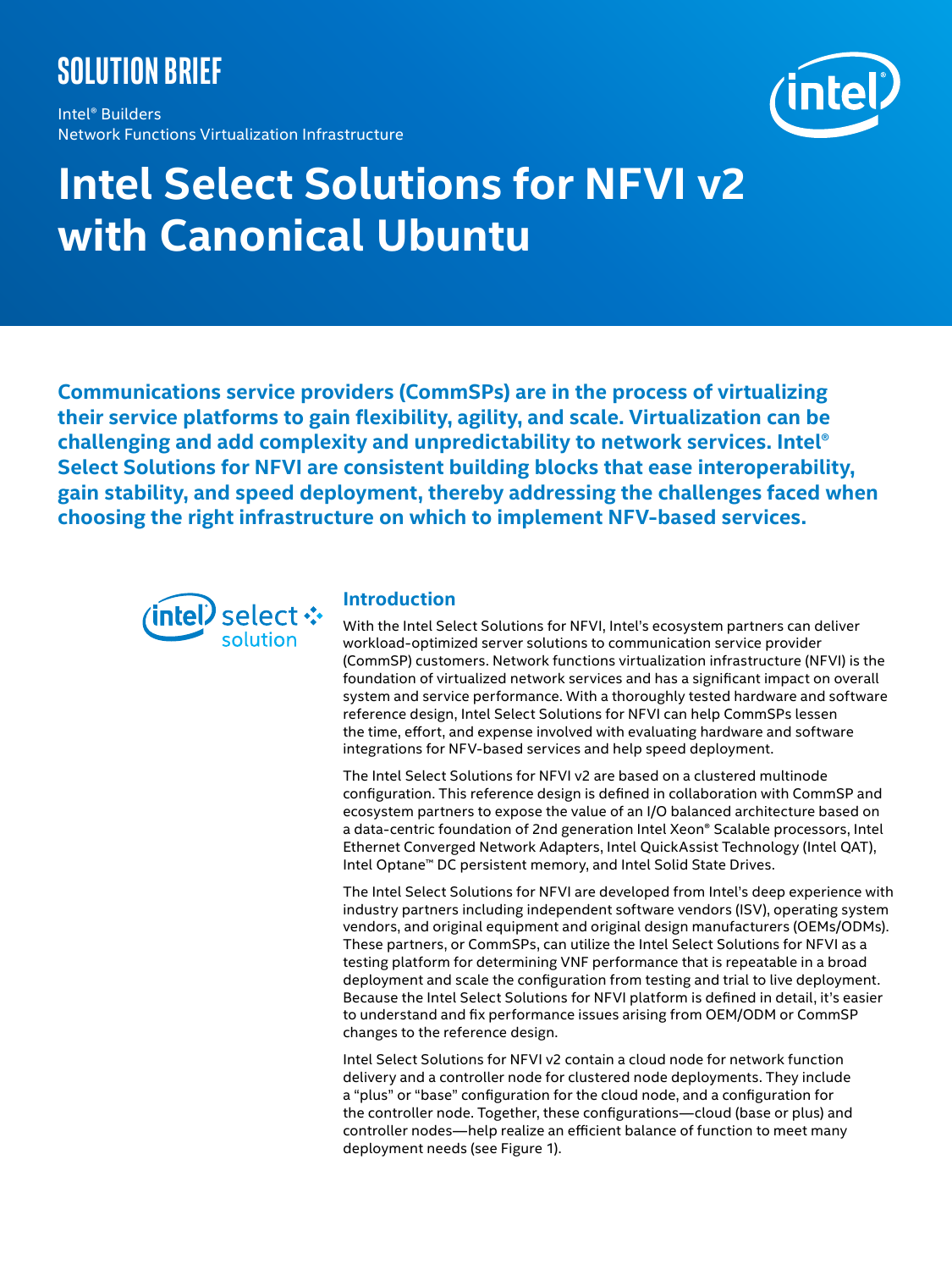SOLUTION BRIEF

Intel® Builders
Network Functions Virtualization Infrastructure

# Intel Select Solutions for NFVI v2 with Canonical Ubuntu

**Communications service providers (CommSPs) are in the process of virtualizing their service platforms to gain flexibility, agility, and scale. Virtualization can be challenging and add complexity and unpredictability to network services. Intel® Select Solutions for NFVI are consistent building blocks that ease interoperability, gain stability, and speed deployment, thereby addressing the challenges faced when choosing the right infrastructure on which to implement NFV-based services.**

## Introduction

With the Intel Select Solutions for NFVI, Intel's ecosystem partners can deliver workload-optimized server solutions to communication service provider (CommSP) customers. Network functions virtualization infrastructure (NFVI) is the foundation of virtualized network services and has a significant impact on overall system and service performance. With a thoroughly tested hardware and software reference design, Intel Select Solutions for NFVI can help CommSPs lessen the time, effort, and expense involved with evaluating hardware and software integrations for NFV-based services and help speed deployment.

The Intel Select Solutions for NFVI v2 are based on a clustered multinode configuration. This reference design is defined in collaboration with CommSP and ecosystem partners to expose the value of an I/O balanced architecture based on a data-centric foundation of 2nd generation Intel Xeon® Scalable processors, Intel Ethernet Converged Network Adapters, Intel QuickAssist Technology (Intel QAT), Intel Optane™ DC persistent memory, and Intel Solid State Drives.

The Intel Select Solutions for NFVI are developed from Intel's deep experience with industry partners including independent software vendors (ISV), operating system vendors, and original equipment and original design manufacturers (OEMs/ODMs). These partners, or CommSPs, can utilize the Intel Select Solutions for NFVI as a testing platform for determining VNF performance that is repeatable in a broad deployment and scale the configuration from testing and trial to live deployment. Because the Intel Select Solutions for NFVI platform is defined in detail, it's easier to understand and fix performance issues arising from OEM/ODM or CommSP changes to the reference design.

Intel Select Solutions for NFVI v2 contain a cloud node for network function delivery and a controller node for clustered node deployments. They include a "plus" or "base" configuration for the cloud node, and a configuration for the controller node. Together, these configurations—cloud (base or plus) and controller nodes—help realize an efficient balance of function to meet many deployment needs (see Figure 1).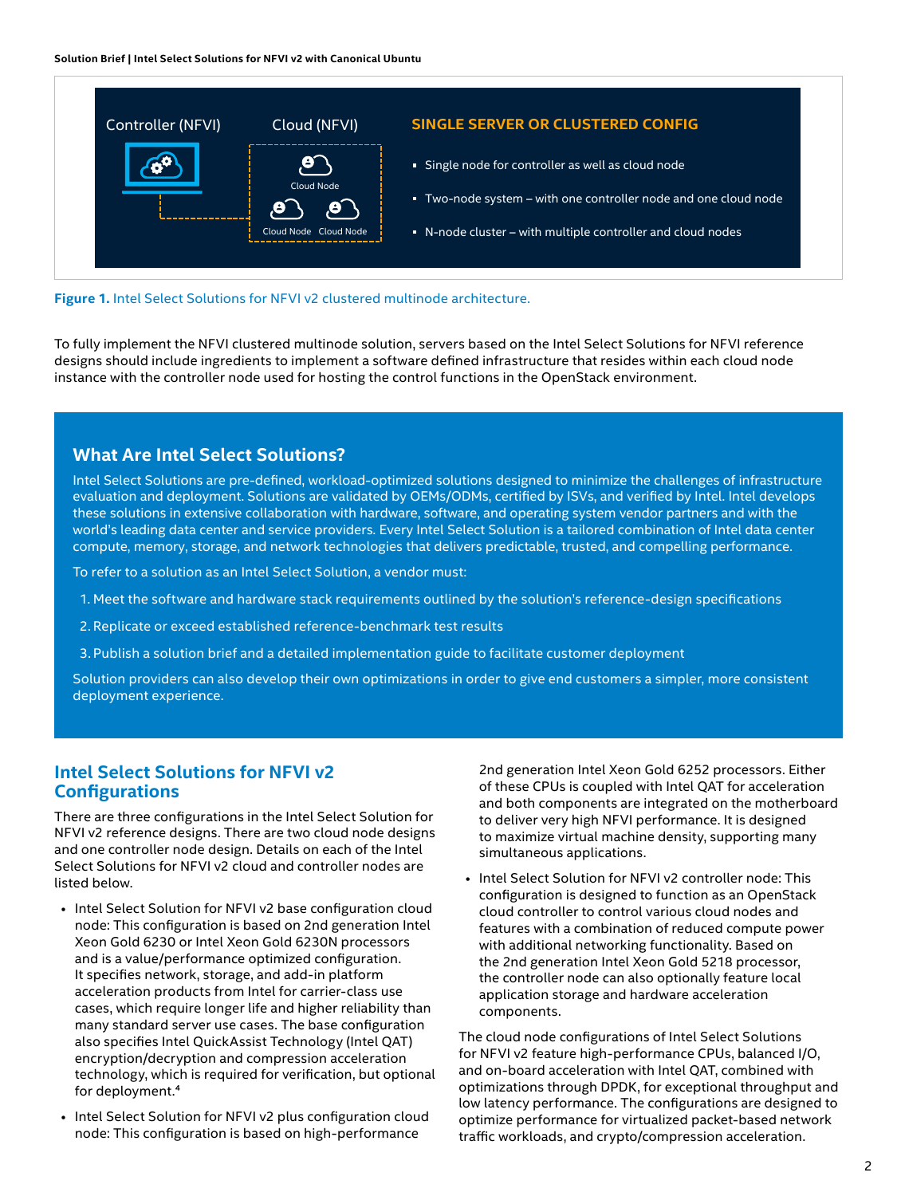Controller (NFVI)

Cloud (NFVI)

Cloud Node

Cloud Node Cloud Node

**SINGLE SERVER OR CLUSTERED CONFIG**

- Single node for controller as well as cloud node
- Two-node system – with one controller node and one cloud node
- N-node cluster – with multiple controller and cloud nodes

**Figure 1.** Intel Select Solutions for NFVI v2 clustered multinode architecture.

To fully implement the NFVI clustered multinode solution, servers based on the Intel Select Solutions for NFVI reference designs should include ingredients to implement a software defined infrastructure that resides within each cloud node instance with the controller node used for hosting the control functions in the OpenStack environment.

## What Are Intel Select Solutions?

Intel Select Solutions are pre-defined, workload-optimized solutions designed to minimize the challenges of infrastructure evaluation and deployment. Solutions are validated by OEMs/ODMs, certified by ISVs, and verified by Intel. Intel develops these solutions in extensive collaboration with hardware, software, and operating system vendor partners and with the world's leading data center and service providers. Every Intel Select Solution is a tailored combination of Intel data center compute, memory, storage, and network technologies that delivers predictable, trusted, and compelling performance.

To refer to a solution as an Intel Select Solution, a vendor must:

1. Meet the software and hardware stack requirements outlined by the solution's reference-design specifications
2. Replicate or exceed established reference-benchmark test results
3. Publish a solution brief and a detailed implementation guide to facilitate customer deployment

Solution providers can also develop their own optimizations in order to give end customers a simpler, more consistent deployment experience.

## Intel Select Solutions for NFVI v2 Configurations

There are three configurations in the Intel Select Solution for NFVI v2 reference designs. There are two cloud node designs and one controller node design. Details on each of the Intel Select Solutions for NFVI v2 cloud and controller nodes are listed below.

- Intel Select Solution for NFVI v2 base configuration cloud node: This configuration is based on 2nd generation Intel Xeon Gold 6230 or Intel Xeon Gold 6230N processors and is a value/performance optimized configuration. It specifies network, storage, and add-in platform acceleration products from Intel for carrier-class use cases, which require longer life and higher reliability than many standard server use cases. The base configuration also specifies Intel QuickAssist Technology (Intel QAT) encryption/decryption and compression acceleration technology, which is required for verification, but optional for deployment.[4]
- Intel Select Solution for NFVI v2 plus configuration cloud node: This configuration is based on high-performance 2nd generation Intel Xeon Gold 6252 processors. Either of these CPUs is coupled with Intel QAT for acceleration and both components are integrated on the motherboard to deliver very high NFVI performance. It is designed to maximize virtual machine density, supporting many simultaneous applications.
- Intel Select Solution for NFVI v2 controller node: This configuration is designed to function as an OpenStack cloud controller to control various cloud nodes and features with a combination of reduced compute power with additional networking functionality. Based on the 2nd generation Intel Xeon Gold 5218 processor, the controller node can also optionally feature local application storage and hardware acceleration components.

The cloud node configurations of Intel Select Solutions for NFVI v2 feature high-performance CPUs, balanced I/O, and on-board acceleration with Intel QAT, combined with optimizations through DPDK, for exceptional throughput and low latency performance. The configurations are designed to optimize performance for virtualized packet-based network traffic workloads, and crypto/compression acceleration.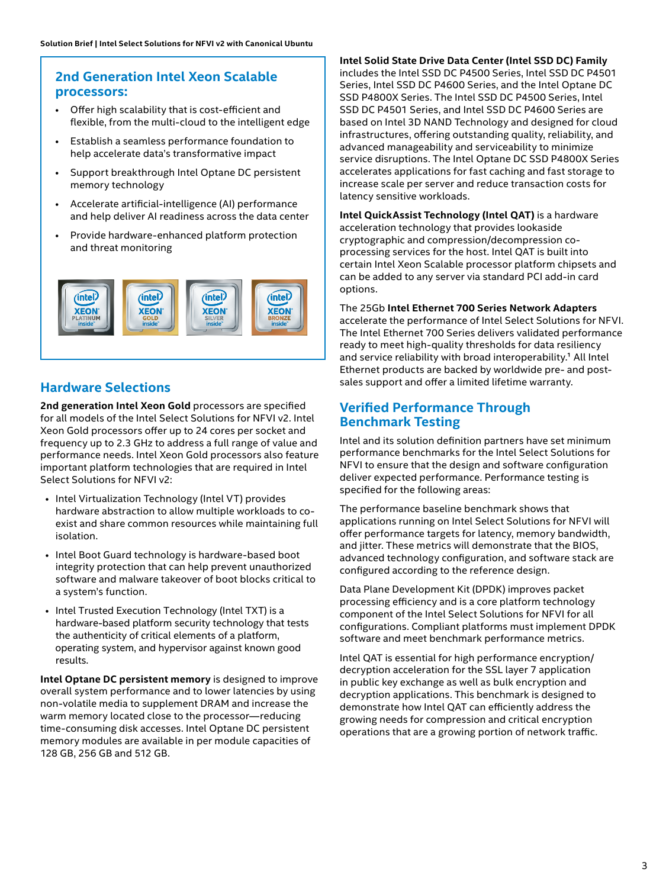## 2nd Generation Intel Xeon Scalable processors:

- Offer high scalability that is cost-efficient and flexible, from the multi-cloud to the intelligent edge
- Establish a seamless performance foundation to help accelerate data's transformative impact
- Support breakthrough Intel Optane DC persistent memory technology
- Accelerate artificial-intelligence (AI) performance and help deliver AI readiness across the data center
- Provide hardware-enhanced platform protection and threat monitoring

## Hardware Selections

**2nd generation Intel Xeon Gold** processors are specified for all models of the Intel Select Solutions for NFVI v2. Intel Xeon Gold processors offer up to 24 cores per socket and frequency up to 2.3 GHz to address a full range of value and performance needs. Intel Xeon Gold processors also feature important platform technologies that are required in Intel Select Solutions for NFVI v2:

- Intel Virtualization Technology (Intel VT) provides hardware abstraction to allow multiple workloads to co-exist and share common resources while maintaining full isolation.
- Intel Boot Guard technology is hardware-based boot integrity protection that can help prevent unauthorized software and malware takeover of boot blocks critical to a system's function.
- Intel Trusted Execution Technology (Intel TXT) is a hardware-based platform security technology that tests the authenticity of critical elements of a platform, operating system, and hypervisor against known good results.

**Intel Optane DC persistent memory** is designed to improve overall system performance and to lower latencies by using non-volatile media to supplement DRAM and increase the warm memory located close to the processor—reducing time-consuming disk accesses. Intel Optane DC persistent memory modules are available in per module capacities of 128 GB, 256 GB and 512 GB.

**Intel Solid State Drive Data Center (Intel SSD DC) Family** includes the Intel SSD DC P4500 Series, Intel SSD DC P4501 Series, Intel SSD DC P4600 Series, and the Intel Optane DC SSD P4800X Series. The Intel SSD DC P4500 Series, Intel SSD DC P4501 Series, and Intel SSD DC P4600 Series are based on Intel 3D NAND Technology and designed for cloud infrastructures, offering outstanding quality, reliability, and advanced manageability and serviceability to minimize service disruptions. The Intel Optane DC SSD P4800X Series accelerates applications for fast caching and fast storage to increase scale per server and reduce transaction costs for latency sensitive workloads.

**Intel QuickAssist Technology (Intel QAT)** is a hardware acceleration technology that provides lookaside cryptographic and compression/decompression co-processing services for the host. Intel QAT is built into certain Intel Xeon Scalable processor platform chipsets and can be added to any server via standard PCI add-in card options.

The 25Gb **Intel Ethernet 700 Series Network Adapters** accelerate the performance of Intel Select Solutions for NFVI. The Intel Ethernet 700 Series delivers validated performance ready to meet high-quality thresholds for data resiliency and service reliability with broad interoperability.[1] All Intel Ethernet products are backed by worldwide pre- and post-sales support and offer a limited lifetime warranty.

## Verified Performance Through Benchmark Testing

Intel and its solution definition partners have set minimum performance benchmarks for the Intel Select Solutions for NFVI to ensure that the design and software configuration deliver expected performance. Performance testing is specified for the following areas:

The performance baseline benchmark shows that applications running on Intel Select Solutions for NFVI will offer performance targets for latency, memory bandwidth, and jitter. These metrics will demonstrate that the BIOS, advanced technology configuration, and software stack are configured according to the reference design.

Data Plane Development Kit (DPDK) improves packet processing efficiency and is a core platform technology component of the Intel Select Solutions for NFVI for all configurations. Compliant platforms must implement DPDK software and meet benchmark performance metrics.

Intel QAT is essential for high performance encryption/decryption acceleration for the SSL layer 7 application in public key exchange as well as bulk encryption and decryption applications. This benchmark is designed to demonstrate how Intel QAT can efficiently address the growing needs for compression and critical encryption operations that are a growing portion of network traffic.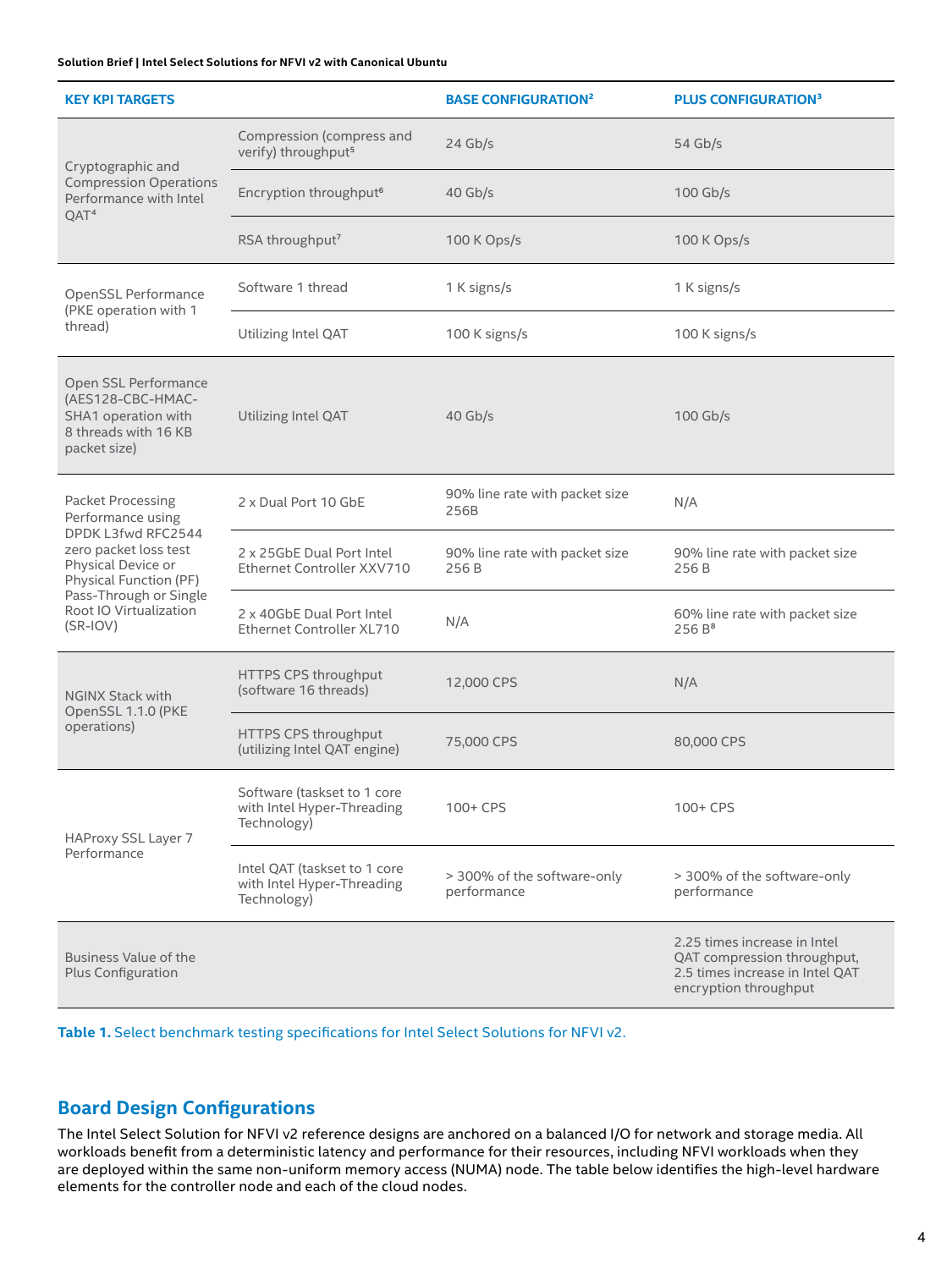| KEY KPI TARGETS | | BASE CONFIGURATION[2] | PLUS CONFIGURATION[3] |
|---|---|---|---|
| Cryptographic and Compression Operations Performance with Intel QAT[4] | Compression (compress and verify) throughput[5] | 24 Gb/s | 54 Gb/s |
| | Encryption throughput[6] | 40 Gb/s | 100 Gb/s |
| | RSA throughput[7] | 100 K Ops/s | 100 K Ops/s |
| OpenSSL Performance (PKE operation with 1 thread) | Software 1 thread | 1 K signs/s | 1 K signs/s |
| | Utilizing Intel QAT | 100 K signs/s | 100 K signs/s |
| Open SSL Performance (AES128-CBC-HMAC-SHA1 operation with 8 threads with 16 KB packet size) | Utilizing Intel QAT | 40 Gb/s | 100 Gb/s |
| Packet Processing Performance using DPDK L3fwd RFC2544 zero packet loss test Physical Device or Physical Function (PF) Pass-Through or Single Root IO Virtualization (SR-IOV) | 2 x Dual Port 10 GbE | 90% line rate with packet size 256B | N/A |
| | 2 x 25GbE Dual Port Intel Ethernet Controller XXV710 | 90% line rate with packet size 256 B | 90% line rate with packet size 256 B |
| | 2 x 40GbE Dual Port Intel Ethernet Controller XL710 | N/A | 60% line rate with packet size 256 B[8] |
| NGINX Stack with OpenSSL 1.1.0 (PKE operations) | HTTPS CPS throughput (software 16 threads) | 12,000 CPS | N/A |
| | HTTPS CPS throughput (utilizing Intel QAT engine) | 75,000 CPS | 80,000 CPS |
| HAProxy SSL Layer 7 Performance | Software (taskset to 1 core with Intel Hyper-Threading Technology) | 100+ CPS | 100+ CPS |
| | Intel QAT (taskset to 1 core with Intel Hyper-Threading Technology) | > 300% of the software-only performance | > 300% of the software-only performance |
| Business Value of the Plus Configuration | | | 2.25 times increase in Intel QAT compression throughput, 2.5 times increase in Intel QAT encryption throughput |

**Table 1.** Select benchmark testing specifications for Intel Select Solutions for NFVI v2.

## Board Design Configurations

The Intel Select Solution for NFVI v2 reference designs are anchored on a balanced I/O for network and storage media. All workloads benefit from a deterministic latency and performance for their resources, including NFVI workloads when they are deployed within the same non-uniform memory access (NUMA) node. The table below identifies the high-level hardware elements for the controller node and each of the cloud nodes.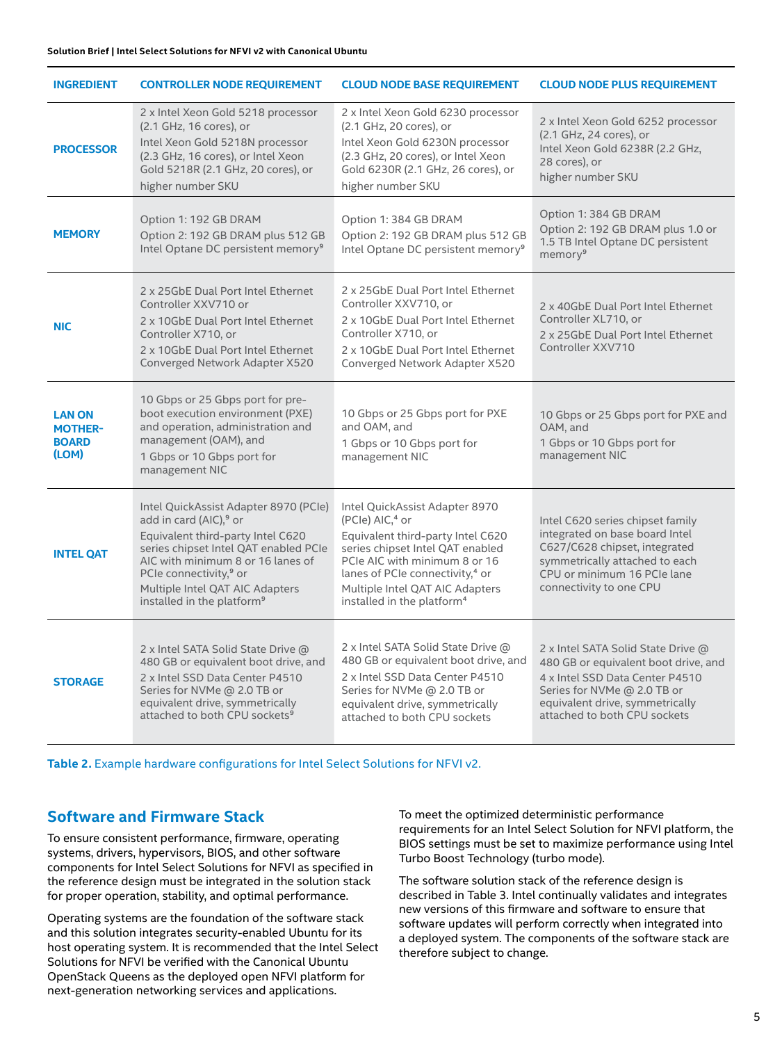| INGREDIENT | CONTROLLER NODE REQUIREMENT | CLOUD NODE BASE REQUIREMENT | CLOUD NODE PLUS REQUIREMENT |
|---|---|---|---|
| **PROCESSOR** | 2 x Intel Xeon Gold 5218 processor (2.1 GHz, 16 cores), or<br>Intel Xeon Gold 5218N processor (2.3 GHz, 16 cores), or Intel Xeon Gold 5218R (2.1 GHz, 20 cores), or<br>higher number SKU | 2 x Intel Xeon Gold 6230 processor (2.1 GHz, 20 cores), or<br>Intel Xeon Gold 6230N processor (2.3 GHz, 20 cores), or Intel Xeon Gold 6230R (2.1 GHz, 26 cores), or<br>higher number SKU | 2 x Intel Xeon Gold 6252 processor (2.1 GHz, 24 cores), or<br>Intel Xeon Gold 6238R (2.2 GHz, 28 cores), or<br>higher number SKU |
| **MEMORY** | Option 1: 192 GB DRAM<br>Option 2: 192 GB DRAM plus 512 GB Intel Optane DC persistent memory[9] | Option 1: 384 GB DRAM<br>Option 2: 192 GB DRAM plus 512 GB Intel Optane DC persistent memory[9] | Option 1: 384 GB DRAM<br>Option 2: 192 GB DRAM plus 1.0 or 1.5 TB Intel Optane DC persistent memory[9] |
| **NIC** | 2 x 25GbE Dual Port Intel Ethernet Controller XXV710 or<br>2 x 10GbE Dual Port Intel Ethernet Controller X710, or<br>2 x 10GbE Dual Port Intel Ethernet Converged Network Adapter X520 | 2 x 25GbE Dual Port Intel Ethernet Controller XXV710, or<br>2 x 10GbE Dual Port Intel Ethernet Controller X710, or<br>2 x 10GbE Dual Port Intel Ethernet Converged Network Adapter X520 | 2 x 40GbE Dual Port Intel Ethernet Controller XL710, or<br>2 x 25GbE Dual Port Intel Ethernet Controller XXV710 |
| **LAN ON MOTHER-BOARD (LOM)** | 10 Gbps or 25 Gbps port for pre-boot execution environment (PXE) and operation, administration and management (OAM), and<br>1 Gbps or 10 Gbps port for management NIC | 10 Gbps or 25 Gbps port for PXE and OAM, and<br>1 Gbps or 10 Gbps port for management NIC | 10 Gbps or 25 Gbps port for PXE and OAM, and<br>1 Gbps or 10 Gbps port for management NIC |
| **INTEL QAT** | Intel QuickAssist Adapter 8970 (PCIe) add in card (AIC),[9] or<br>Equivalent third-party Intel C620 series chipset Intel QAT enabled PCIe AIC with minimum 8 or 16 lanes of PCIe connectivity,[9] or<br>Multiple Intel QAT AIC Adapters installed in the platform[9] | Intel QuickAssist Adapter 8970 (PCIe) AIC,[4] or<br>Equivalent third-party Intel C620 series chipset Intel QAT enabled PCIe AIC with minimum 8 or 16 lanes of PCIe connectivity,[4] or<br>Multiple Intel QAT AIC Adapters installed in the platform[4] | Intel C620 series chipset family integrated on base board Intel C627/C628 chipset, integrated symmetrically attached to each CPU or minimum 16 PCIe lane connectivity to one CPU |
| **STORAGE** | 2 x Intel SATA Solid State Drive @ 480 GB or equivalent boot drive, and<br>2 x Intel SSD Data Center P4510 Series for NVMe @ 2.0 TB or equivalent drive, symmetrically attached to both CPU sockets[9] | 2 x Intel SATA Solid State Drive @ 480 GB or equivalent boot drive, and<br>2 x Intel SSD Data Center P4510 Series for NVMe @ 2.0 TB or equivalent drive, symmetrically attached to both CPU sockets | 2 x Intel SATA Solid State Drive @ 480 GB or equivalent boot drive, and<br>4 x Intel SSD Data Center P4510 Series for NVMe @ 2.0 TB or equivalent drive, symmetrically attached to both CPU sockets |

**Table 2.** Example hardware configurations for Intel Select Solutions for NFVI v2.

## Software and Firmware Stack

To ensure consistent performance, firmware, operating systems, drivers, hypervisors, BIOS, and other software components for Intel Select Solutions for NFVI as specified in the reference design must be integrated in the solution stack for proper operation, stability, and optimal performance.

Operating systems are the foundation of the software stack and this solution integrates security-enabled Ubuntu for its host operating system. It is recommended that the Intel Select Solutions for NFVI be verified with the Canonical Ubuntu OpenStack Queens as the deployed open NFVI platform for next-generation networking services and applications.

To meet the optimized deterministic performance requirements for an Intel Select Solution for NFVI platform, the BIOS settings must be set to maximize performance using Intel Turbo Boost Technology (turbo mode).

The software solution stack of the reference design is described in Table 3. Intel continually validates and integrates new versions of this firmware and software to ensure that software updates will perform correctly when integrated into a deployed system. The components of the software stack are therefore subject to change.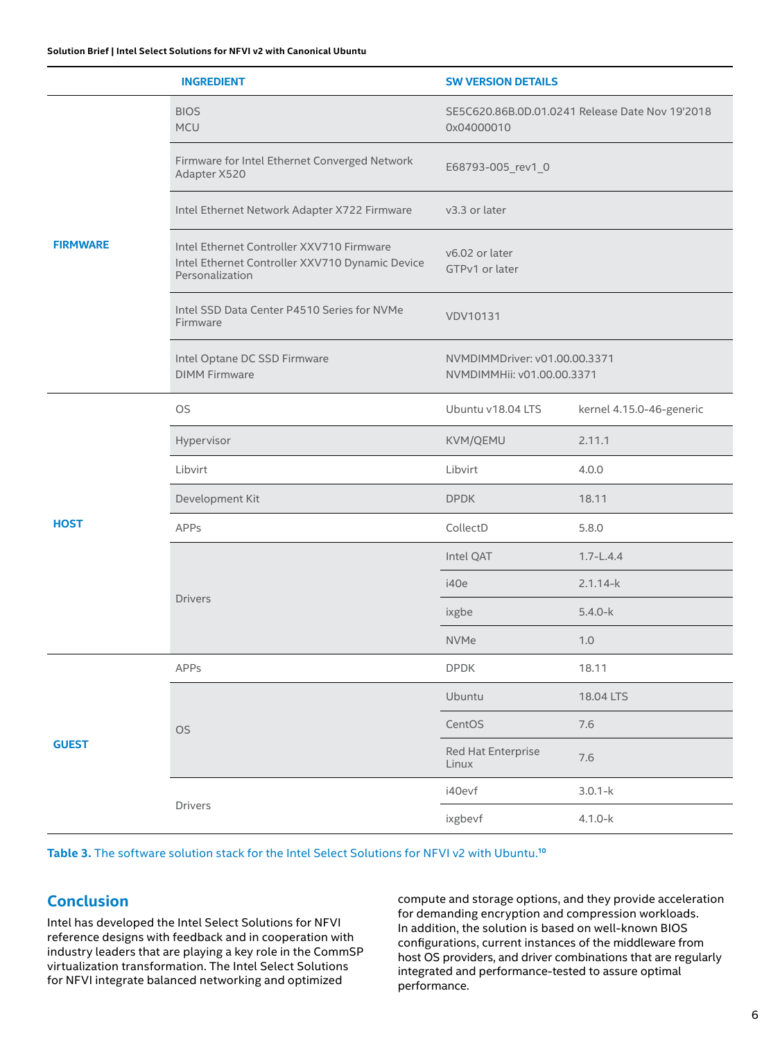| | INGREDIENT | SW VERSION DETAILS | |
|---|---|---|---|
| FIRMWARE | BIOS<br>MCU | SE5C620.86B.0D.01.0241 Release Date Nov 19'2018<br>0x04000010 | |
| | Firmware for Intel Ethernet Converged Network Adapter X520 | E68793-005_rev1_0 | |
| | Intel Ethernet Network Adapter X722 Firmware | v3.3 or later | |
| | Intel Ethernet Controller XXV710 Firmware<br>Intel Ethernet Controller XXV710 Dynamic Device Personalization | v6.02 or later<br>GTPv1 or later | |
| | Intel SSD Data Center P4510 Series for NVMe Firmware | VDV10131 | |
| | Intel Optane DC SSD Firmware<br>DIMM Firmware | NVMDIMMDriver: v01.00.00.3371<br>NVMDIMMHii: v01.00.00.3371 | |
| HOST | OS | Ubuntu v18.04 LTS | kernel 4.15.0-46-generic |
| | Hypervisor | KVM/QEMU | 2.11.1 |
| | Libvirt | Libvirt | 4.0.0 |
| | Development Kit | DPDK | 18.11 |
| | APPs | CollectD | 5.8.0 |
| | Drivers | Intel QAT | 1.7-L.4.4 |
| | | i40e | 2.1.14-k |
| | | ixgbe | 5.4.0-k |
| | | NVMe | 1.0 |
| GUEST | APPs | DPDK | 18.11 |
| | OS | Ubuntu | 18.04 LTS |
| | | CentOS | 7.6 |
| | | Red Hat Enterprise Linux | 7.6 |
| | Drivers | i40evf | 3.0.1-k |
| | | ixgbevf | 4.1.0-k |

**Table 3.** The software solution stack for the Intel Select Solutions for NFVI v2 with Ubuntu.[10]

## Conclusion

Intel has developed the Intel Select Solutions for NFVI reference designs with feedback and in cooperation with industry leaders that are playing a key role in the CommSP virtualization transformation. The Intel Select Solutions for NFVI integrate balanced networking and optimized compute and storage options, and they provide acceleration for demanding encryption and compression workloads. In addition, the solution is based on well-known BIOS configurations, current instances of the middleware from host OS providers, and driver combinations that are regularly integrated and performance-tested to assure optimal performance.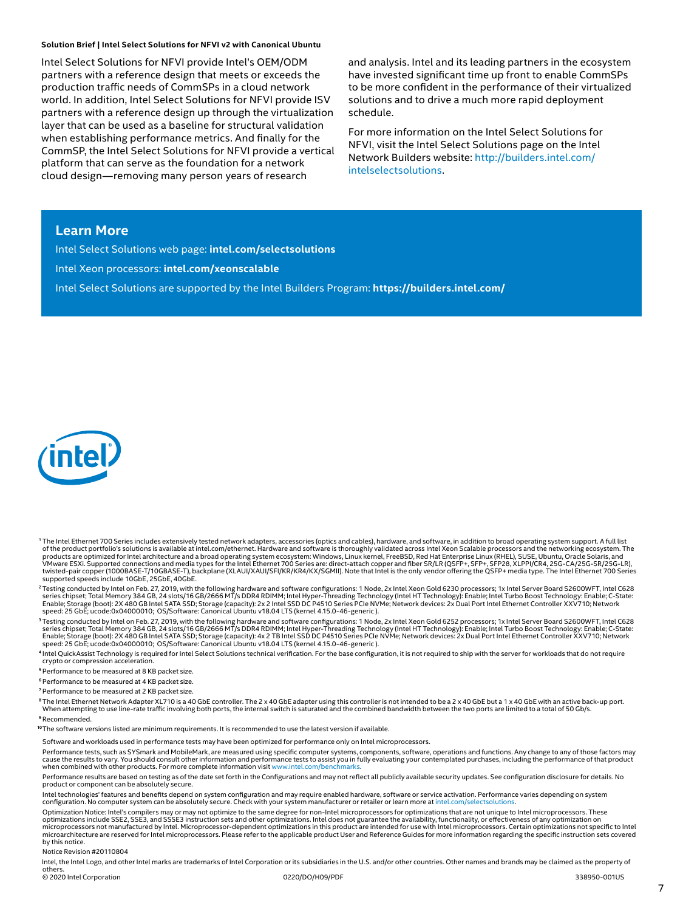Intel Select Solutions for NFVI provide Intel's OEM/ODM partners with a reference design that meets or exceeds the production traffic needs of CommSPs in a cloud network world. In addition, Intel Select Solutions for NFVI provide ISV partners with a reference design up through the virtualization layer that can be used as a baseline for structural validation when establishing performance metrics. And finally for the CommSP, the Intel Select Solutions for NFVI provide a vertical platform that can serve as the foundation for a network cloud design—removing many person years of research and analysis. Intel and its leading partners in the ecosystem have invested significant time up front to enable CommSPs to be more confident in the performance of their virtualized solutions and to drive a much more rapid deployment schedule.

For more information on the Intel Select Solutions for NFVI, visit the Intel Select Solutions page on the Intel Network Builders website: http://builders.intel.com/intelselectsolutions.

## Learn More

Intel Select Solutions web page: **intel.com/selectsolutions**

Intel Xeon processors: **intel.com/xeonscalable**

Intel Select Solutions are supported by the Intel Builders Program: **https://builders.intel.com/**

[1] The Intel Ethernet 700 Series includes extensively tested network adapters, accessories (optics and cables), hardware, and software, in addition to broad operating system support. A full list of the product portfolio's solutions is available at intel.com/ethernet. Hardware and software is thoroughly validated across Intel Xeon Scalable processors and the networking ecosystem. The products are optimized for Intel architecture and a broad operating system ecosystem: Windows, Linux kernel, FreeBSD, Red Hat Enterprise Linux (RHEL), SUSE, Ubuntu, Oracle Solaris, and VMware ESXi. Supported connections and media types for the Intel Ethernet 700 Series are: direct-attach copper and fiber SR/LR (QSFP+, SFP+, SFP28, XLPPI/CR4, 25G-CA/25G-SR/25G-LR), twisted-pair copper (1000BASE-T/10GBASE-T), backplane (XLAUI/XAUI/SFI/KR/KR4/KX/SGMII). Note that Intel is the only vendor offering the QSFP+ media type. The Intel Ethernet 700 Series supported speeds include 10GbE, 25GbE, 40GbE.

[2] Testing conducted by Intel on Feb. 27, 2019, with the following hardware and software configurations: 1 Node, 2x Intel Xeon Gold 6230 processors; 1x Intel Server Board S2600WFT, Intel C628 series chipset; Total Memory 384 GB, 24 slots/16 GB/2666 MT/s DDR4 RDIMM; Intel Hyper-Threading Technology (Intel HT Technology): Enable; Intel Turbo Boost Technology: Enable; C-State: Enable; Storage (boot): 2X 480 GB Intel SATA SSD; Storage (capacity): 2x 2 Intel SSD DC P4510 Series PCIe NVMe; Network devices: 2x Dual Port Intel Ethernet Controller XXV710; Network speed: 25 GbE; ucode:0x04000010; OS/Software: Canonical Ubuntu v18.04 LTS (kernel 4.15.0-46-generic).

[3] Testing conducted by Intel on Feb. 27, 2019, with the following hardware and software configurations: 1 Node, 2x Intel Xeon Gold 6252 processors; 1x Intel Server Board S2600WFT, Intel C628 series chipset; Total Memory 384 GB, 24 slots/16 GB/2666 MT/s DDR4 RDIMM; Intel Hyper-Threading Technology (Intel HT Technology): Enable; Intel Turbo Boost Technology: Enable; C-State: Enable; Storage (boot): 2X 480 GB Intel SATA SSD; Storage (capacity): 4x 2 TB Intel SSD DC P4510 Series PCIe NVMe; Network devices: 2x Dual Port Intel Ethernet Controller XXV710; Network speed: 25 GbE; ucode:0x04000010; OS/Software: Canonical Ubuntu v18.04 LTS (kernel 4.15.0-46-generic).

[4] Intel QuickAssist Technology is required for Intel Select Solutions technical verification. For the base configuration, it is not required to ship with the server for workloads that do not require crypto or compression acceleration.

[5] Performance to be measured at 8 KB packet size.

[6] Performance to be measured at 4 KB packet size.

[7] Performance to be measured at 2 KB packet size.

[8] The Intel Ethernet Network Adapter XL710 is a 40 GbE controller. The 2 x 40 GbE adapter using this controller is not intended to be a 2 x 40 GbE but a 1 x 40 GbE with an active back-up port. When attempting to use line-rate traffic involving both ports, the internal switch is saturated and the combined bandwidth between the two ports are limited to a total of 50 Gb/s.

[9] Recommended.

[10] The software versions listed are minimum requirements. It is recommended to use the latest version if available.

Software and workloads used in performance tests may have been optimized for performance only on Intel microprocessors.

Performance tests, such as SYSmark and MobileMark, are measured using specific computer systems, components, software, operations and functions. Any change to any of those factors may cause the results to vary. You should consult other information and performance tests to assist you in fully evaluating your contemplated purchases, including the performance of that product when combined with other products. For more complete information visit www.intel.com/benchmarks.

Performance results are based on testing as of the date set forth in the Configurations and may not reflect all publicly available security updates. See configuration disclosure for details. No product or component can be absolutely secure.

Intel technologies' features and benefits depend on system configuration and may require enabled hardware, software or service activation. Performance varies depending on system configuration. No computer system can be absolutely secure. Check with your system manufacturer or retailer or learn more at intel.com/selectsolutions.

Optimization Notice: Intel's compilers may or may not optimize to the same degree for non-Intel microprocessors for optimizations that are not unique to Intel microprocessors. These optimizations include SSE2, SSE3, and SSSE3 instruction sets and other optimizations. Intel does not guarantee the availability, functionality, or effectiveness of any optimization on microprocessors not manufactured by Intel. Microprocessor-dependent optimizations in this product are intended for use with Intel microprocessors. Certain optimizations not specific to Intel microarchitecture are reserved for Intel microprocessors. Please refer to the applicable product User and Reference Guides for more information regarding the specific instruction sets covered by this notice.

Notice Revision #20110804

Intel, the Intel Logo, and other Intel marks are trademarks of Intel Corporation or its subsidiaries in the U.S. and/or other countries. Other names and brands may be claimed as the property of others.

© 2020 Intel Corporation 0220/DO/H09/PDF 338950-001US